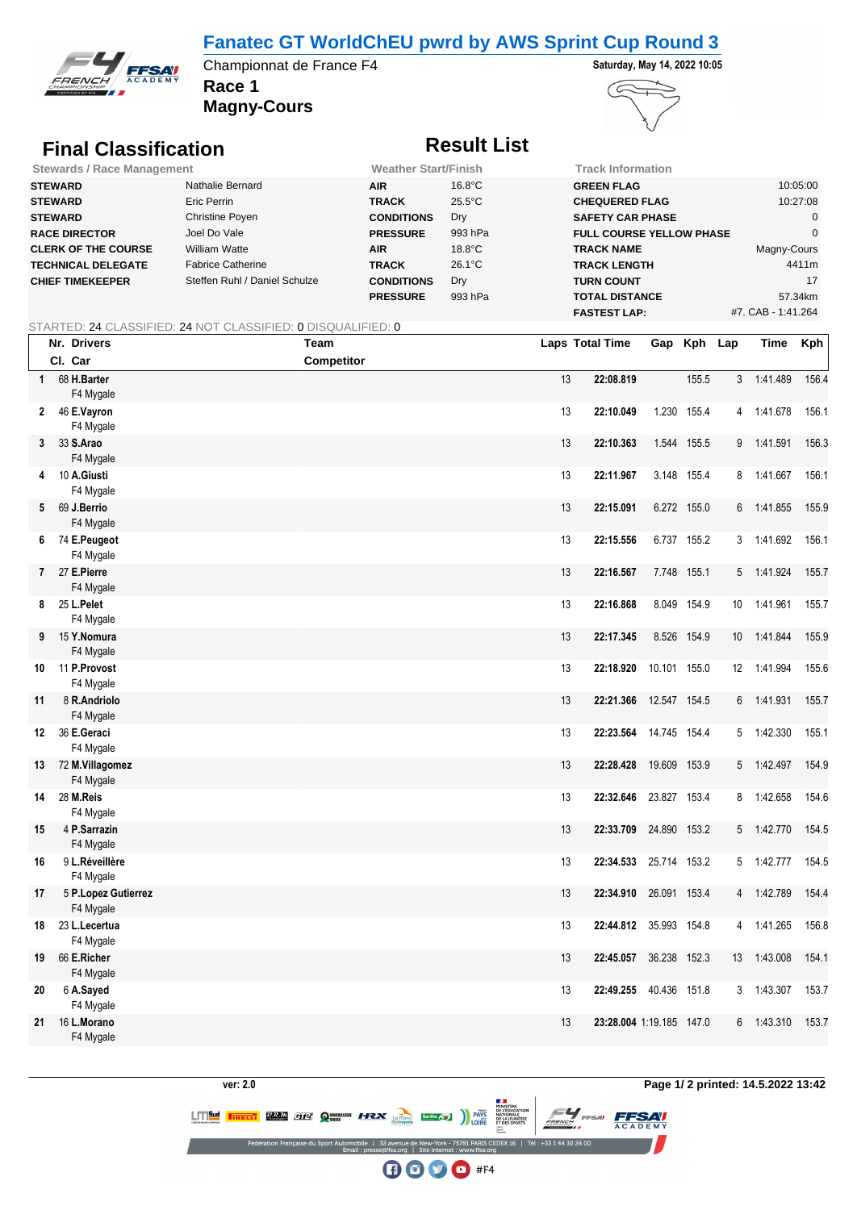# Fanatec GT WorldChEU pwrd by AWS Sprint Cup Round 3

Championnat de France F4

**Race 1**

**Magny-Cours**

Saturday, May 14, 2022 10:05

## Final Classification

## Result List

| Stewards / Race Management | | Weather Start/Finish | | Track Information | |
|---|---|---|---|---|---|
| **STEWARD** | Nathalie Bernard | **AIR** | 16.8°C | **GREEN FLAG** | 10:05:00 |
| **STEWARD** | Eric Perrin | **TRACK** | 25.5°C | **CHEQUERED FLAG** | 10:27:08 |
| **STEWARD** | Christine Poyen | **CONDITIONS** | Dry | **SAFETY CAR PHASE** | 0 |
| **RACE DIRECTOR** | Joel Do Vale | **PRESSURE** | 993 hPa | **FULL COURSE YELLOW PHASE** | 0 |
| **CLERK OF THE COURSE** | William Watte | **AIR** | 18.8°C | **TRACK NAME** | Magny-Cours |
| **TECHNICAL DELEGATE** | Fabrice Catherine | **TRACK** | 26.1°C | **TRACK LENGTH** | 4411m |
| **CHIEF TIMEKEEPER** | Steffen Ruhl / Daniel Schulze | **CONDITIONS** | Dry | **TURN COUNT** | 17 |
| | | **PRESSURE** | 993 hPa | **TOTAL DISTANCE** | 57.34km |
| | | | | **FASTEST LAP:** | #7. CAB - 1:41.264 |

STARTED: 24 CLASSIFIED: 24 NOT CLASSIFIED: 0 DISQUALIFIED: 0

| Cl. | Nr. | Drivers / Car | Team / Competitor | Laps | Total Time | Gap | Kph | Lap | Time | Kph |
|---|---|---|---|---|---|---|---|---|---|---|
| 1 | 68 | **H.Barter** / F4 Mygale | | 13 | **22:08.819** | | 155.5 | 3 | 1:41.489 | 156.4 |
| 2 | 46 | **E.Vayron** / F4 Mygale | | 13 | **22:10.049** | 1.230 | 155.4 | 4 | 1:41.678 | 156.1 |
| 3 | 33 | **S.Arao** / F4 Mygale | | 13 | **22:10.363** | 1.544 | 155.5 | 9 | 1:41.591 | 156.3 |
| 4 | 10 | **A.Giusti** / F4 Mygale | | 13 | **22:11.967** | 3.148 | 155.4 | 8 | 1:41.667 | 156.1 |
| 5 | 69 | **J.Berrio** / F4 Mygale | | 13 | **22:15.091** | 6.272 | 155.0 | 6 | 1:41.855 | 155.9 |
| 6 | 74 | **E.Peugeot** / F4 Mygale | | 13 | **22:15.556** | 6.737 | 155.2 | 3 | 1:41.692 | 156.1 |
| 7 | 27 | **E.Pierre** / F4 Mygale | | 13 | **22:16.567** | 7.748 | 155.1 | 5 | 1:41.924 | 155.7 |
| 8 | 25 | **L.Pelet** / F4 Mygale | | 13 | **22:16.868** | 8.049 | 154.9 | 10 | 1:41.961 | 155.7 |
| 9 | 15 | **Y.Nomura** / F4 Mygale | | 13 | **22:17.345** | 8.526 | 154.9 | 10 | 1:41.844 | 155.9 |
| 10 | 11 | **P.Provost** / F4 Mygale | | 13 | **22:18.920** | 10.101 | 155.0 | 12 | 1:41.994 | 155.6 |
| 11 | 8 | **R.Andriolo** / F4 Mygale | | 13 | **22:21.366** | 12.547 | 154.5 | 6 | 1:41.931 | 155.7 |
| 12 | 36 | **E.Geraci** / F4 Mygale | | 13 | **22:23.564** | 14.745 | 154.4 | 5 | 1:42.330 | 155.1 |
| 13 | 72 | **M.Villagomez** / F4 Mygale | | 13 | **22:28.428** | 19.609 | 153.9 | 5 | 1:42.497 | 154.9 |
| 14 | 28 | **M.Reis** / F4 Mygale | | 13 | **22:32.646** | 23.827 | 153.4 | 8 | 1:42.658 | 154.6 |
| 15 | 4 | **P.Sarrazin** / F4 Mygale | | 13 | **22:33.709** | 24.890 | 153.2 | 5 | 1:42.770 | 154.5 |
| 16 | 9 | **L.Réveillère** / F4 Mygale | | 13 | **22:34.533** | 25.714 | 153.2 | 5 | 1:42.777 | 154.5 |
| 17 | 5 | **P.Lopez Gutierrez** / F4 Mygale | | 13 | **22:34.910** | 26.091 | 153.4 | 4 | 1:42.789 | 154.4 |
| 18 | 23 | **L.Lecertua** / F4 Mygale | | 13 | **22:44.812** | 35.993 | 154.8 | 4 | 1:41.265 | 156.8 |
| 19 | 66 | **E.Richer** / F4 Mygale | | 13 | **22:45.057** | 36.238 | 152.3 | 13 | 1:43.008 | 154.1 |
| 20 | 6 | **A.Sayed** / F4 Mygale | | 13 | **22:49.255** | 40.436 | 151.8 | 3 | 1:43.307 | 153.7 |
| 21 | 16 | **L.Morano** / F4 Mygale | | 13 | **23:28.004** | 1:19.185 | 147.0 | 6 | 1:43.310 | 153.7 |

ver: 2.0

printed: 14.5.2022 13:42

Fédération Française du Sport Automobile | 32 avenue de New-York - 75781 PARIS CEDEX 16 | Tél : +33 1 44 30 24 00
Email : presse@ffsa.org | Site internet : www.ffsa.org

#F4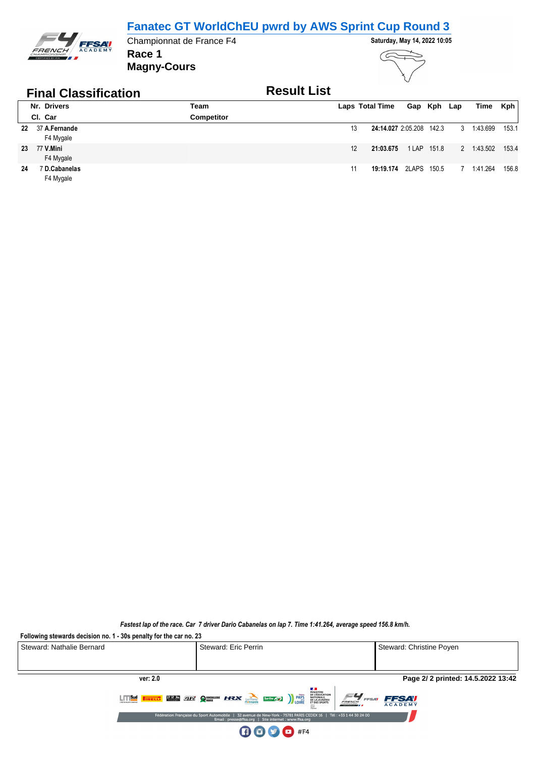# Fanatec GT WorldChEU pwrd by AWS Sprint Cup Round 3

Championnat de France F4

**Race 1**

**Magny-Cours**

Saturday, May 14, 2022 10:05

## Final Classification

## Result List

| Cl. | Nr. | Drivers / Car | Team / Competitor | Laps | Total Time | Gap | Kph | Lap | Time | Kph |
|---|---|---|---|---|---|---|---|---|---|---|
| 22 | 37 | **A.Fernande** F4 Mygale | | 13 | **24:14.027** | 2:05.208 | 142.3 | 3 | 1:43.699 | 153.1 |
| 23 | 77 | **V.Mini** F4 Mygale | | 12 | **21:03.675** | 1 LAP | 151.8 | 2 | 1:43.502 | 153.4 |
| 24 | 7 | **D.Cabanelas** F4 Mygale | | 11 | **19:19.174** | 2LAPS | 150.5 | 7 | 1:41.264 | 156.8 |

*Fastest lap of the race. Car 7 driver Dario Cabanelas on lap 7. Time 1:41.264, average speed 156.8 km/h.*

**Following stewards decision no. 1 - 30s penalty for the car no. 23**

| Steward: Nathalie Bernard | Steward: Eric Perrin | Steward: Christine Poyen |
|---|---|---|

ver: 2.0

printed: 14.5.2022 13:42

Fédération Française du Sport Automobile | 32 avenue de New-York - 75781 PARIS CEDEX 16 | Tél : +33 1 44 30 24 00
Email : presse@ffsa.org | Site internet : www.ffsa.org

#F4